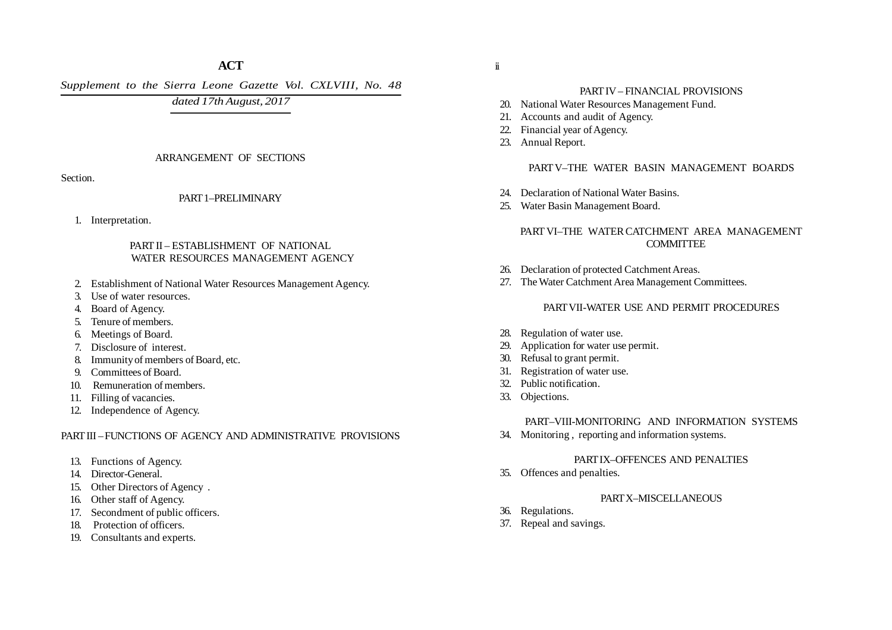# ACT

*Supplement to the Sierra Leone Gazette Vol. CXLVIII, No. 48*

*dated 17th August, 2017*

## ARRANGEMENT OF SECTIONS

Section.

### PART 1–PRELIMINARY

1. Interpretation.

### PART II – ESTABLISHMENT OF NATIONAL WATER RESOURCES MANAGEMENT AGENCY

2. Establishment of National Water Resources Management Agency.
3. Use of water resources.
4. Board of Agency.
5. Tenure of members.
6. Meetings of Board.
7. Disclosure of interest.
8. Immunity of members of Board, etc.
9. Committees of Board.
10. Remuneration of members.
11. Filling of vacancies.
12. Independence of Agency.

### PART III – FUNCTIONS OF AGENCY AND ADMINISTRATIVE PROVISIONS

13. Functions of Agency.
14. Director-General.
15. Other Directors of Agency .
16. Other staff of Agency.
17. Secondment of public officers.
18. Protection of officers.
19. Consultants and experts.

### PART IV – FINANCIAL PROVISIONS

20. National Water Resources Management Fund.
21. Accounts and audit of Agency.
22. Financial year of Agency.
23. Annual Report.

### PART V–THE WATER BASIN MANAGEMENT BOARDS

24. Declaration of National Water Basins.
25. Water Basin Management Board.

### PART VI–THE WATER CATCHMENT AREA MANAGEMENT COMMITTEE

26. Declaration of protected Catchment Areas.
27. The Water Catchment Area Management Committees.

### PART VII-WATER USE AND PERMIT PROCEDURES

28. Regulation of water use.
29. Application for water use permit.
30. Refusal to grant permit.
31. Registration of water use.
32. Public notification.
33. Objections.

### PART–VIII-MONITORING AND INFORMATION SYSTEMS

34. Monitoring , reporting and information systems.

### PART IX–OFFENCES AND PENALTIES

35. Offences and penalties.

### PART X–MISCELLANEOUS

36. Regulations.
37. Repeal and savings.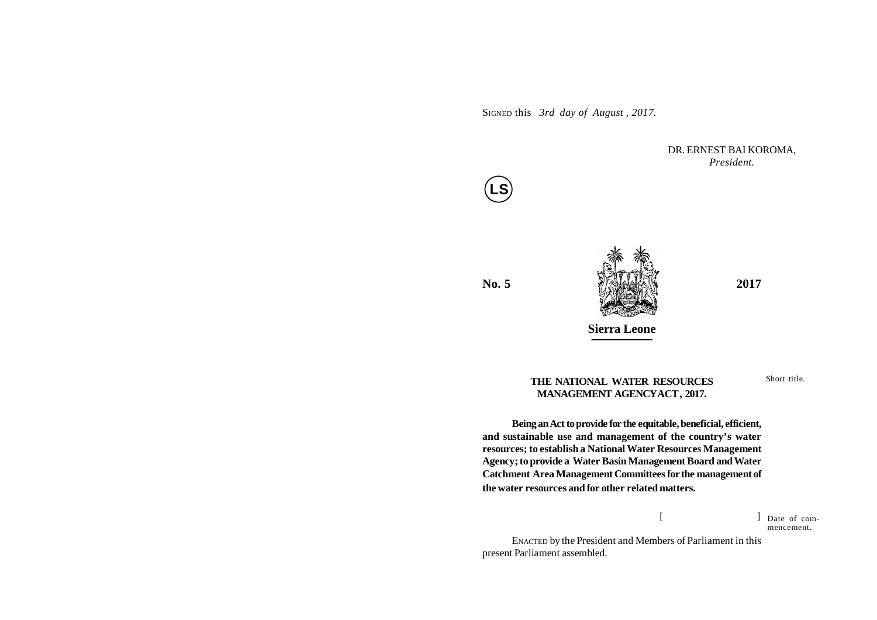SIGNED this *3rd day of August , 2017.*

DR. ERNEST BAI KOROMA,
*President.*

LS

**No. 5** **2017**

**Sierra Leone**

**THE NATIONAL WATER RESOURCES MANAGEMENT AGENCY ACT, 2017.**

Short title.

**Being an Act to provide for the equitable, beneficial, efficient, and sustainable use and management of the country's water resources; to establish a National Water Resources Management Agency; to provide a Water Basin Management Board and Water Catchment Area Management Committees for the management of the water resources and for other related matters.**

[ ] Date of commencement.

ENACTED by the President and Members of Parliament in this present Parliament assembled.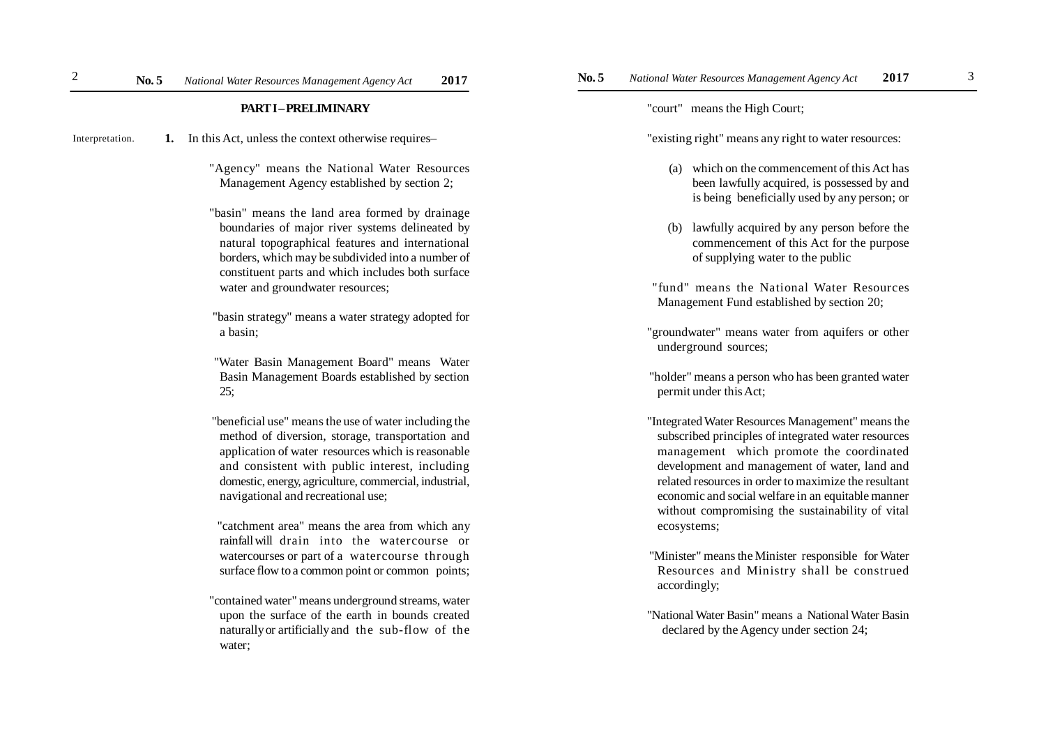## PART I – PRELIMINARY

Interpretation.

**1.** In this Act, unless the context otherwise requires–

"Agency" means the National Water Resources Management Agency established by section 2;

"basin" means the land area formed by drainage boundaries of major river systems delineated by natural topographical features and international borders, which may be subdivided into a number of constituent parts and which includes both surface water and groundwater resources;

"basin strategy" means a water strategy adopted for a basin;

"Water Basin Management Board" means Water Basin Management Boards established by section 25;

"beneficial use" means the use of water including the method of diversion, storage, transportation and application of water resources which is reasonable and consistent with public interest, including domestic, energy, agriculture, commercial, industrial, navigational and recreational use;

"catchment area" means the area from which any rainfall will drain into the watercourse or watercourses or part of a watercourse through surface flow to a common point or common points;

"contained water" means underground streams, water upon the surface of the earth in bounds created naturally or artificially and the sub-flow of the water;

"court" means the High Court;

"existing right" means any right to water resources:

(a) which on the commencement of this Act has been lawfully acquired, is possessed by and is being beneficially used by any person; or

(b) lawfully acquired by any person before the commencement of this Act for the purpose of supplying water to the public

"fund" means the National Water Resources Management Fund established by section 20;

"groundwater" means water from aquifers or other underground sources;

"holder" means a person who has been granted water permit under this Act;

"Integrated Water Resources Management" means the subscribed principles of integrated water resources management which promote the coordinated development and management of water, land and related resources in order to maximize the resultant economic and social welfare in an equitable manner without compromising the sustainability of vital ecosystems;

"Minister" means the Minister responsible for Water Resources and Ministry shall be construed accordingly;

"National Water Basin" means a National Water Basin declared by the Agency under section 24;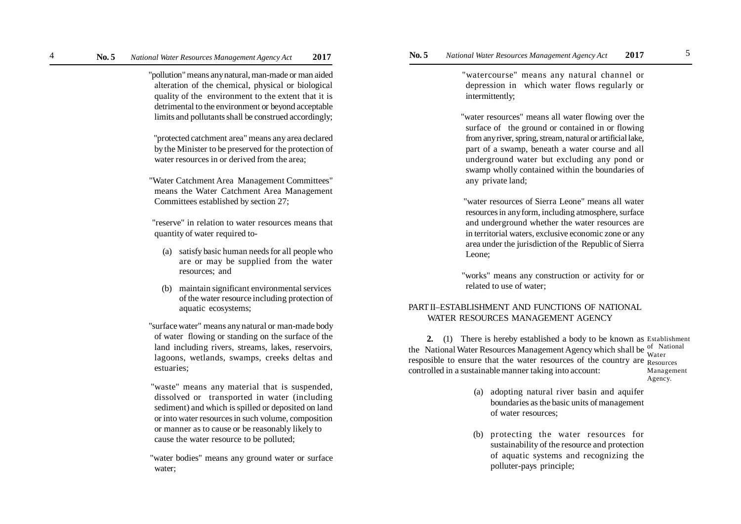"pollution" means any natural, man-made or man aided alteration of the chemical, physical or biological quality of the environment to the extent that it is detrimental to the environment or beyond acceptable limits and pollutants shall be construed accordingly;

"protected catchment area" means any area declared by the Minister to be preserved for the protection of water resources in or derived from the area;

"Water Catchment Area Management Committees" means the Water Catchment Area Management Committees established by section 27;

"reserve" in relation to water resources means that quantity of water required to-

(a) satisfy basic human needs for all people who are or may be supplied from the water resources; and

(b) maintain significant environmental services of the water resource including protection of aquatic ecosystems;

"surface water" means any natural or man-made body of water flowing or standing on the surface of the land including rivers, streams, lakes, reservoirs, lagoons, wetlands, swamps, creeks deltas and estuaries;

"waste" means any material that is suspended, dissolved or transported in water (including sediment) and which is spilled or deposited on land or into water resources in such volume, composition or manner as to cause or be reasonably likely to cause the water resource to be polluted;

"water bodies" means any ground water or surface water;

"watercourse" means any natural channel or depression in which water flows regularly or intermittently;

"water resources" means all water flowing over the surface of the ground or contained in or flowing from any river, spring, stream, natural or artificial lake, part of a swamp, beneath a water course and all underground water but excluding any pond or swamp wholly contained within the boundaries of any private land;

"water resources of Sierra Leone" means all water resources in any form, including atmosphere, surface and underground whether the water resources are in territorial waters, exclusive economic zone or any area under the jurisdiction of the Republic of Sierra Leone;

"works" means any construction or activity for or related to use of water;

## PART II–ESTABLISHMENT AND FUNCTIONS OF NATIONAL WATER RESOURCES MANAGEMENT AGENCY

*Establishment of National Water Resources Management Agency.*

**2.** (1) There is hereby established a body to be known as the National Water Resources Management Agency which shall be resposible to ensure that the water resources of the country are controlled in a sustainable manner taking into account:

(a) adopting natural river basin and aquifer boundaries as the basic units of management of water resources;

(b) protecting the water resources for sustainability of the resource and protection of aquatic systems and recognizing the polluter-pays principle;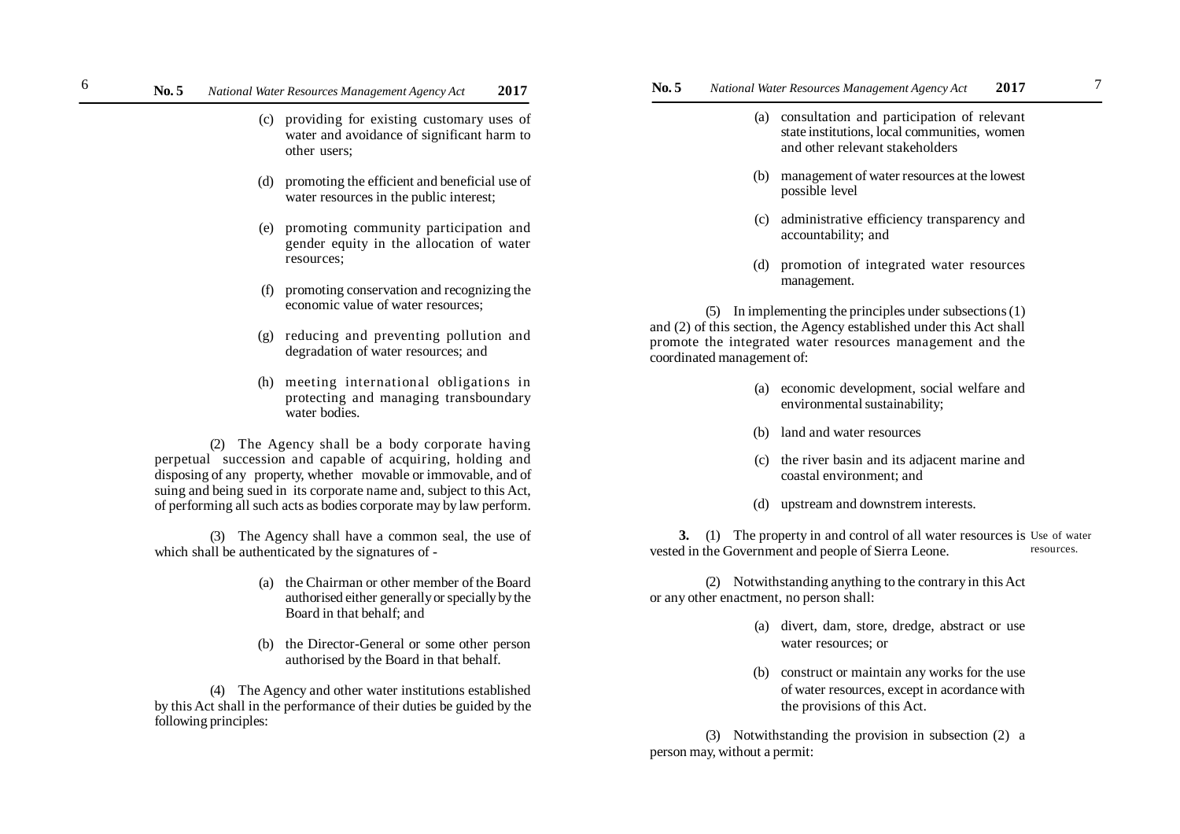(c) providing for existing customary uses of water and avoidance of significant harm to other users;

(d) promoting the efficient and beneficial use of water resources in the public interest;

(e) promoting community participation and gender equity in the allocation of water resources;

(f) promoting conservation and recognizing the economic value of water resources;

(g) reducing and preventing pollution and degradation of water resources; and

(h) meeting international obligations in protecting and managing transboundary water bodies.

(2) The Agency shall be a body corporate having perpetual succession and capable of acquiring, holding and disposing of any property, whether movable or immovable, and of suing and being sued in its corporate name and, subject to this Act, of performing all such acts as bodies corporate may by law perform.

(3) The Agency shall have a common seal, the use of which shall be authenticated by the signatures of -

(a) the Chairman or other member of the Board authorised either generally or specially by the Board in that behalf; and

(b) the Director-General or some other person authorised by the Board in that behalf.

(4) The Agency and other water institutions established by this Act shall in the performance of their duties be guided by the following principles:

(a) consultation and participation of relevant state institutions, local communities, women and other relevant stakeholders

(b) management of water resources at the lowest possible level

(c) administrative efficiency transparency and accountability; and

(d) promotion of integrated water resources management.

(5) In implementing the principles under subsections (1) and (2) of this section, the Agency established under this Act shall promote the integrated water resources management and the coordinated management of:

(a) economic development, social welfare and environmental sustainability;

(b) land and water resources

(c) the river basin and its adjacent marine and coastal environment; and

(d) upstream and downstrem interests.

Use of water resources.

**3.** (1) The property in and control of all water resources is vested in the Government and people of Sierra Leone.

(2) Notwithstanding anything to the contrary in this Act or any other enactment, no person shall:

(a) divert, dam, store, dredge, abstract or use water resources; or

(b) construct or maintain any works for the use of water resources, except in acordance with the provisions of this Act.

(3) Notwithstanding the provision in subsection (2) a person may, without a permit: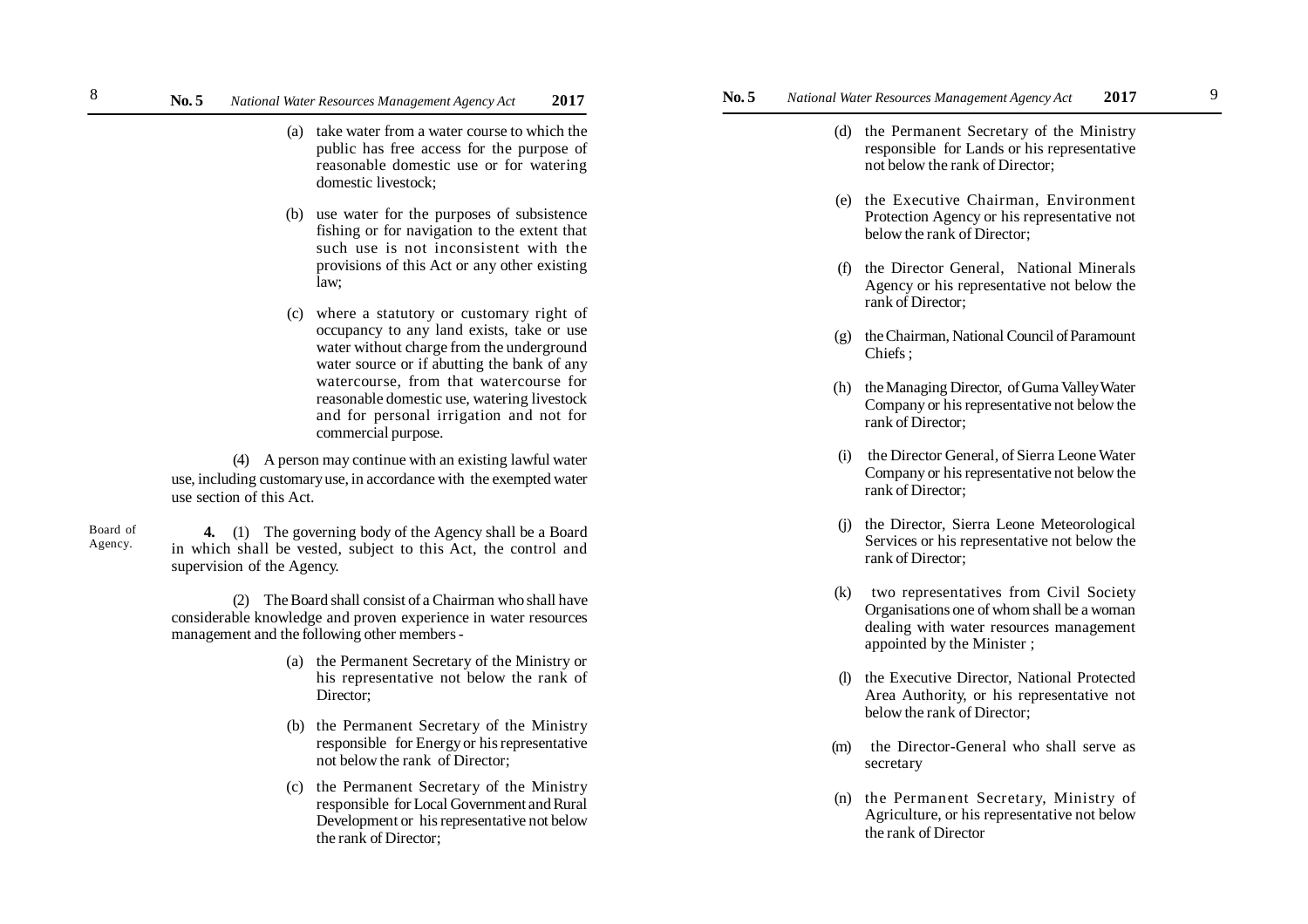(a) take water from a water course to which the public has free access for the purpose of reasonable domestic use or for watering domestic livestock;

(b) use water for the purposes of subsistence fishing or for navigation to the extent that such use is not inconsistent with the provisions of this Act or any other existing law;

(c) where a statutory or customary right of occupancy to any land exists, take or use water without charge from the underground water source or if abutting the bank of any watercourse, from that watercourse for reasonable domestic use, watering livestock and for personal irrigation and not for commercial purpose.

(4) A person may continue with an existing lawful water use, including customary use, in accordance with the exempted water use section of this Act.

Board of Agency.

**4.** (1) The governing body of the Agency shall be a Board in which shall be vested, subject to this Act, the control and supervision of the Agency.

(2) The Board shall consist of a Chairman who shall have considerable knowledge and proven experience in water resources management and the following other members -

(a) the Permanent Secretary of the Ministry or his representative not below the rank of Director;

(b) the Permanent Secretary of the Ministry responsible for Energy or his representative not below the rank of Director;

(c) the Permanent Secretary of the Ministry responsible for Local Government and Rural Development or his representative not below the rank of Director;

(d) the Permanent Secretary of the Ministry responsible for Lands or his representative not below the rank of Director;

(e) the Executive Chairman, Environment Protection Agency or his representative not below the rank of Director;

(f) the Director General, National Minerals Agency or his representative not below the rank of Director;

(g) the Chairman, National Council of Paramount Chiefs ;

(h) the Managing Director, of Guma Valley Water Company or his representative not below the rank of Director;

(i) the Director General, of Sierra Leone Water Company or his representative not below the rank of Director;

(j) the Director, Sierra Leone Meteorological Services or his representative not below the rank of Director;

(k) two representatives from Civil Society Organisations one of whom shall be a woman dealing with water resources management appointed by the Minister ;

(l) the Executive Director, National Protected Area Authority, or his representative not below the rank of Director;

(m) the Director-General who shall serve as secretary

(n) the Permanent Secretary, Ministry of Agriculture, or his representative not below the rank of Director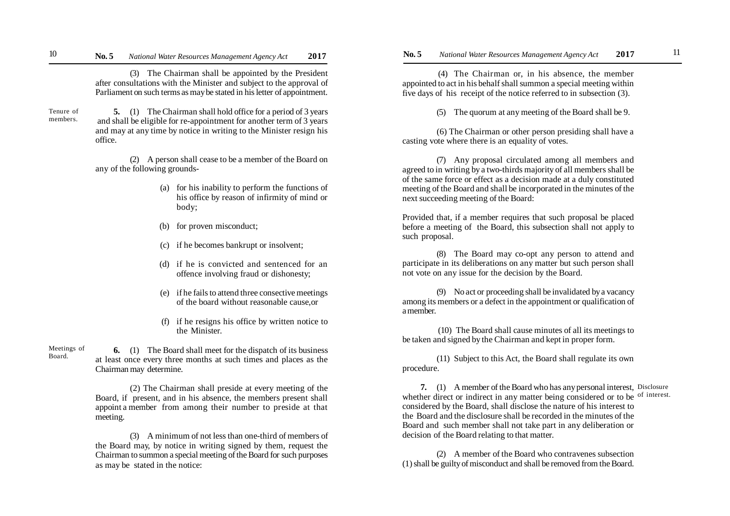(3) The Chairman shall be appointed by the President after consultations with the Minister and subject to the approval of Parliament on such terms as may be stated in his letter of appointment.

Tenure of members.

**5.** (1) The Chairman shall hold office for a period of 3 years and shall be eligible for re-appointment for another term of 3 years and may at any time by notice in writing to the Minister resign his office.

(2) A person shall cease to be a member of the Board on any of the following grounds-

(a) for his inability to perform the functions of his office by reason of infirmity of mind or body;

(b) for proven misconduct;

(c) if he becomes bankrupt or insolvent;

(d) if he is convicted and sentenced for an offence involving fraud or dishonesty;

(e) if he fails to attend three consective meetings of the board without reasonable cause,or

(f) if he resigns his office by written notice to the Minister.

Meetings of Board.

**6.** (1) The Board shall meet for the dispatch of its business at least once every three months at such times and places as the Chairman may determine.

(2) The Chairman shall preside at every meeting of the Board, if present, and in his absence, the members present shall appoint a member from among their number to preside at that meeting.

(3) A minimum of not less than one-third of members of the Board may, by notice in writing signed by them, request the Chairman to summon a special meeting of the Board for such purposes as may be stated in the notice:

(4) The Chairman or, in his absence, the member appointed to act in his behalf shall summon a special meeting within five days of his receipt of the notice referred to in subsection (3).

(5) The quorum at any meeting of the Board shall be 9.

(6) The Chairman or other person presiding shall have a casting vote where there is an equality of votes.

(7) Any proposal circulated among all members and agreed to in writing by a two-thirds majority of all members shall be of the same force or effect as a decision made at a duly constituted meeting of the Board and shall be incorporated in the minutes of the next succeeding meeting of the Board:

Provided that, if a member requires that such proposal be placed before a meeting of the Board, this subsection shall not apply to such proposal.

(8) The Board may co-opt any person to attend and participate in its deliberations on any matter but such person shall not vote on any issue for the decision by the Board.

(9) No act or proceeding shall be invalidated by a vacancy among its members or a defect in the appointment or qualification of a member.

(10) The Board shall cause minutes of all its meetings to be taken and signed by the Chairman and kept in proper form.

(11) Subject to this Act, the Board shall regulate its own procedure.

Disclosure of interest.

**7.** (1) A member of the Board who has any personal interest, whether direct or indirect in any matter being considered or to be considered by the Board, shall disclose the nature of his interest to the Board and the disclosure shall be recorded in the minutes of the Board and such member shall not take part in any deliberation or decision of the Board relating to that matter.

(2) A member of the Board who contravenes subsection (1) shall be guilty of misconduct and shall be removed from the Board.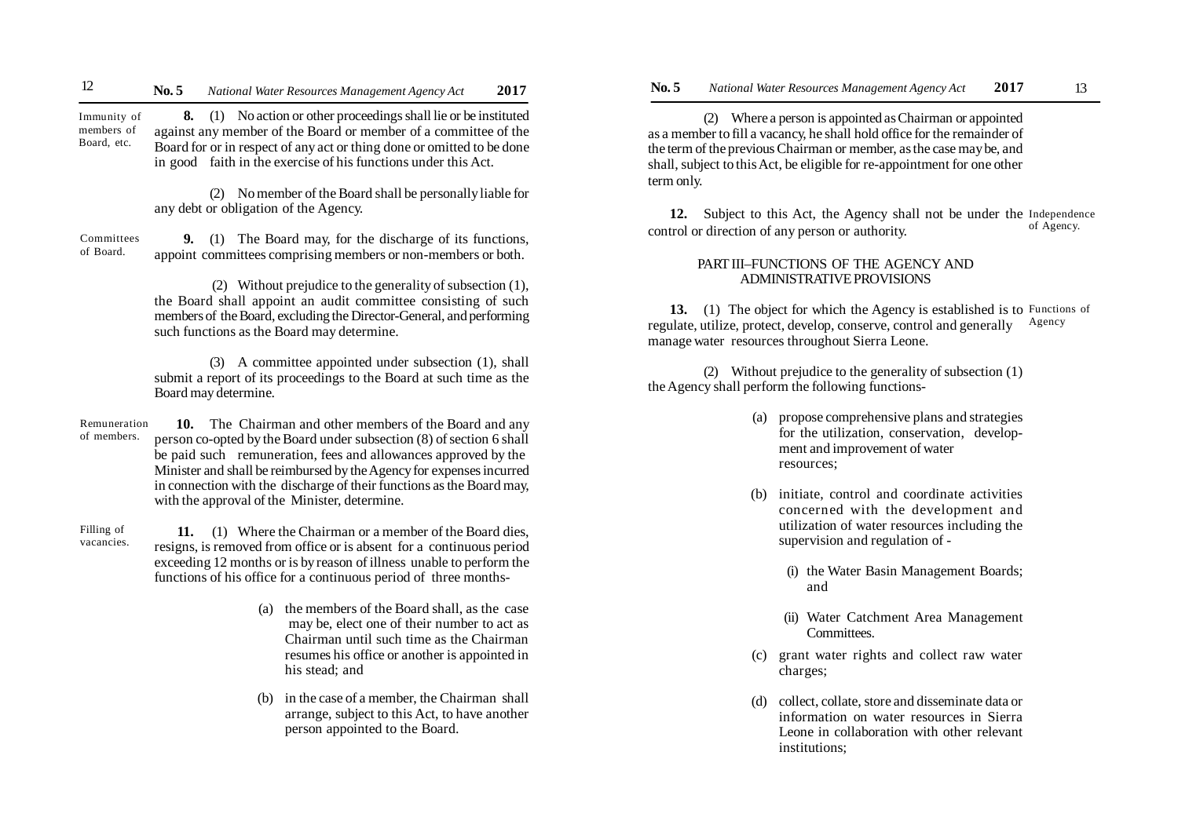Immunity of members of Board, etc.

**8.** (1) No action or other proceedings shall lie or be instituted against any member of the Board or member of a committee of the Board for or in respect of any act or thing done or omitted to be done in good faith in the exercise of his functions under this Act.

(2) No member of the Board shall be personally liable for any debt or obligation of the Agency.

Committees of Board.

**9.** (1) The Board may, for the discharge of its functions, appoint committees comprising members or non-members or both.

(2) Without prejudice to the generality of subsection (1), the Board shall appoint an audit committee consisting of such members of the Board, excluding the Director-General, and performing such functions as the Board may determine.

(3) A committee appointed under subsection (1), shall submit a report of its proceedings to the Board at such time as the Board may determine.

Remuneration of members.

**10.** The Chairman and other members of the Board and any person co-opted by the Board under subsection (8) of section 6 shall be paid such remuneration, fees and allowances approved by the Minister and shall be reimbursed by the Agency for expenses incurred in connection with the discharge of their functions as the Board may, with the approval of the Minister, determine.

Filling of vacancies.

**11.** (1) Where the Chairman or a member of the Board dies, resigns, is removed from office or is absent for a continuous period exceeding 12 months or is by reason of illness unable to perform the functions of his office for a continuous period of three months-

(a) the members of the Board shall, as the case may be, elect one of their number to act as Chairman until such time as the Chairman resumes his office or another is appointed in his stead; and

(b) in the case of a member, the Chairman shall arrange, subject to this Act, to have another person appointed to the Board.

(2) Where a person is appointed as Chairman or appointed as a member to fill a vacancy, he shall hold office for the remainder of the term of the previous Chairman or member, as the case may be, and shall, subject to this Act, be eligible for re-appointment for one other term only.

Independence of Agency.

**12.** Subject to this Act, the Agency shall not be under the control or direction of any person or authority.

## PART III–FUNCTIONS OF THE AGENCY AND ADMINISTRATIVE PROVISIONS

Functions of Agency

**13.** (1) The object for which the Agency is established is to regulate, utilize, protect, develop, conserve, control and generally manage water resources throughout Sierra Leone.

(2) Without prejudice to the generality of subsection (1) the Agency shall perform the following functions-

(a) propose comprehensive plans and strategies for the utilization, conservation, development and improvement of water resources;

(b) initiate, control and coordinate activities concerned with the development and utilization of water resources including the supervision and regulation of -

(i) the Water Basin Management Boards; and

(ii) Water Catchment Area Management Committees.

(c) grant water rights and collect raw water charges;

(d) collect, collate, store and disseminate data or information on water resources in Sierra Leone in collaboration with other relevant institutions;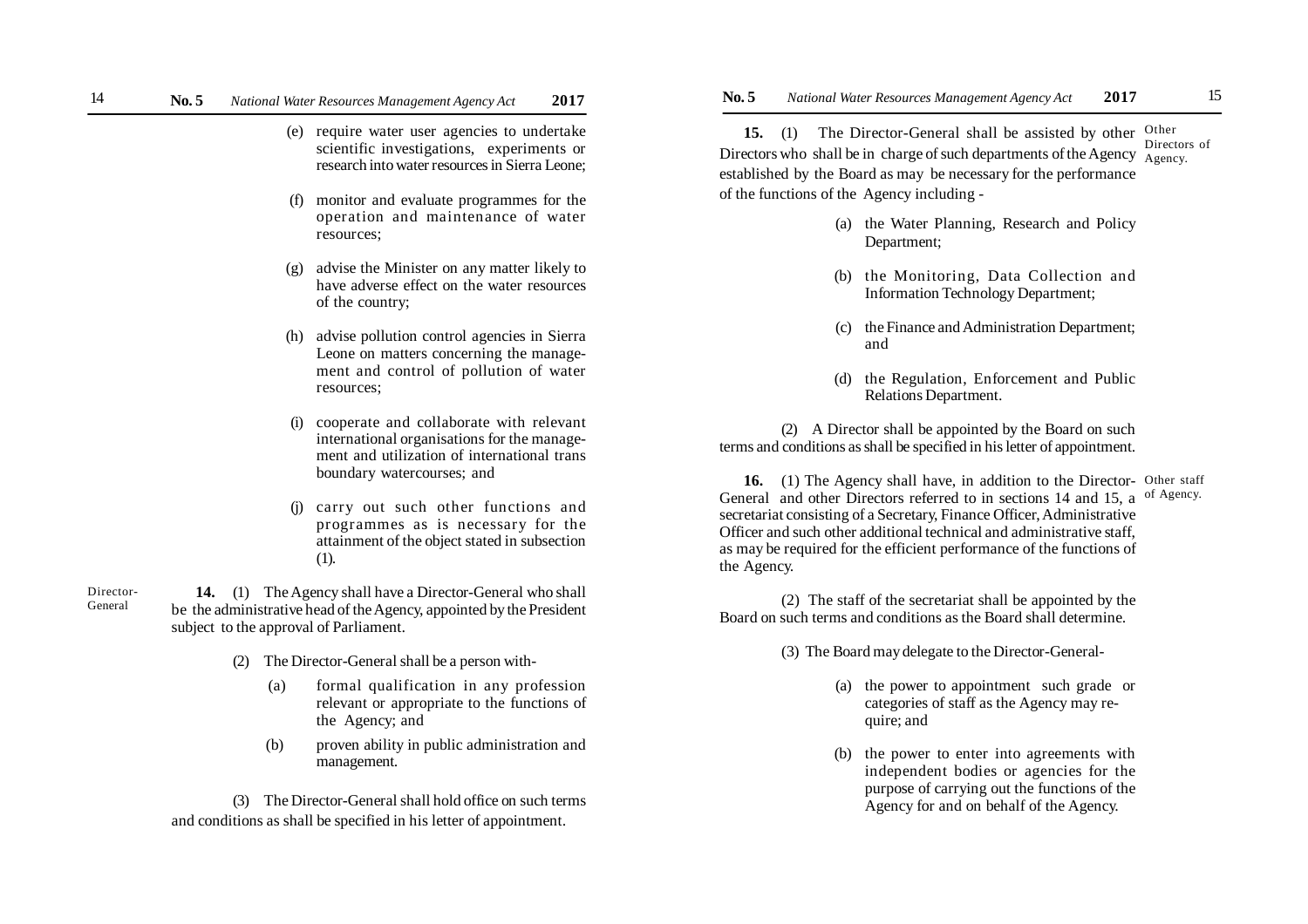(e) require water user agencies to undertake scientific investigations, experiments or research into water resources in Sierra Leone;

(f) monitor and evaluate programmes for the operation and maintenance of water resources;

(g) advise the Minister on any matter likely to have adverse effect on the water resources of the country;

(h) advise pollution control agencies in Sierra Leone on matters concerning the management and control of pollution of water resources;

(i) cooperate and collaborate with relevant international organisations for the management and utilization of international trans boundary watercourses; and

(j) carry out such other functions and programmes as is necessary for the attainment of the object stated in subsection (1).

Director-General

**14.** (1) The Agency shall have a Director-General who shall be the administrative head of the Agency, appointed by the President subject to the approval of Parliament.

(2) The Director-General shall be a person with-

(a) formal qualification in any profession relevant or appropriate to the functions of the Agency; and

(b) proven ability in public administration and management.

(3) The Director-General shall hold office on such terms and conditions as shall be specified in his letter of appointment.

Other Directors of Agency.

**15.** (1) The Director-General shall be assisted by other Directors who shall be in charge of such departments of the Agency established by the Board as may be necessary for the performance of the functions of the Agency including -

(a) the Water Planning, Research and Policy Department;

(b) the Monitoring, Data Collection and Information Technology Department;

(c) the Finance and Administration Department; and

(d) the Regulation, Enforcement and Public Relations Department.

(2) A Director shall be appointed by the Board on such terms and conditions as shall be specified in his letter of appointment.

Other staff of Agency.

**16.** (1) The Agency shall have, in addition to the Director-General and other Directors referred to in sections 14 and 15, a secretariat consisting of a Secretary, Finance Officer, Administrative Officer and such other additional technical and administrative staff, as may be required for the efficient performance of the functions of the Agency.

(2) The staff of the secretariat shall be appointed by the Board on such terms and conditions as the Board shall determine.

(3) The Board may delegate to the Director-General-

(a) the power to appointment such grade or categories of staff as the Agency may require; and

(b) the power to enter into agreements with independent bodies or agencies for the purpose of carrying out the functions of the Agency for and on behalf of the Agency.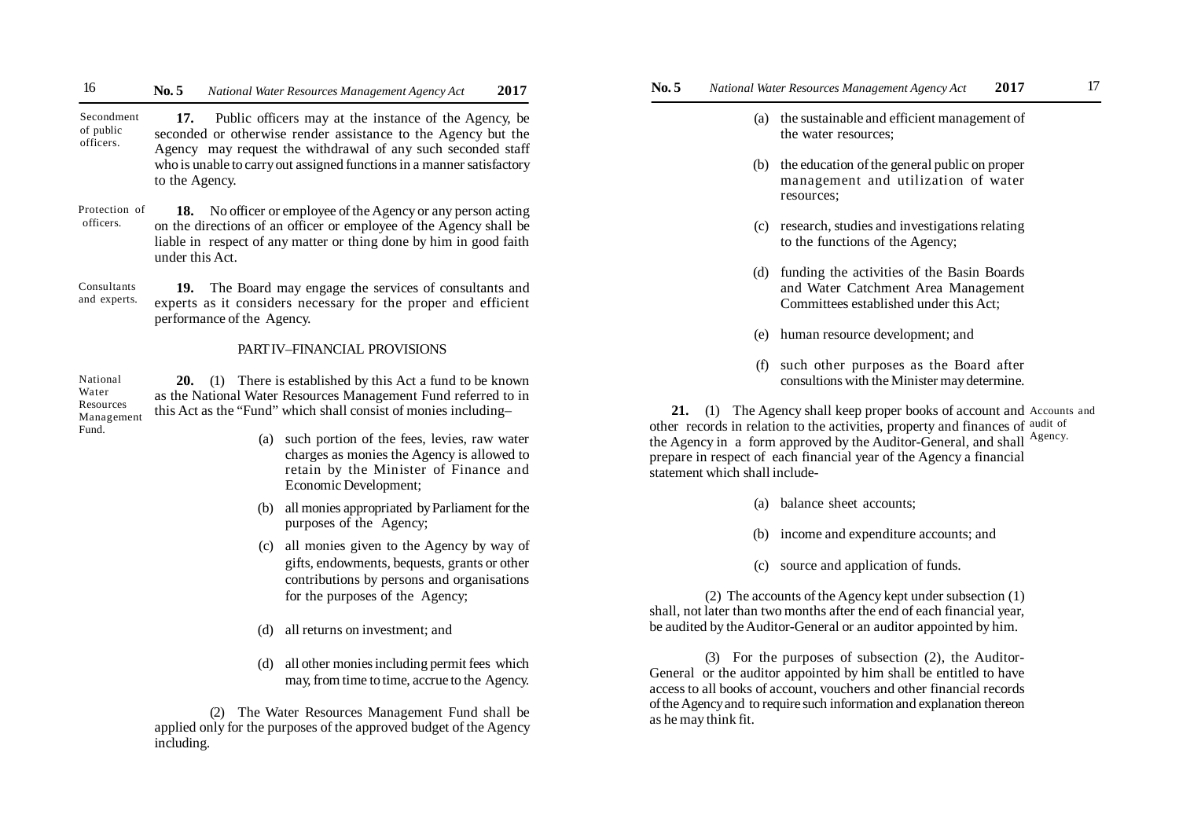**Secondment of public officers.**

**17.** Public officers may at the instance of the Agency, be seconded or otherwise render assistance to the Agency but the Agency may request the withdrawal of any such seconded staff who is unable to carry out assigned functions in a manner satisfactory to the Agency.

**Protection of officers.**

**18.** No officer or employee of the Agency or any person acting on the directions of an officer or employee of the Agency shall be liable in respect of any matter or thing done by him in good faith under this Act.

**Consultants and experts.**

**19.** The Board may engage the services of consultants and experts as it considers necessary for the proper and efficient performance of the Agency.

## PART IV–FINANCIAL PROVISIONS

**National Water Resources Management Fund.**

**20.** (1) There is established by this Act a fund to be known as the National Water Resources Management Fund referred to in this Act as the "Fund" which shall consist of monies including–

(a) such portion of the fees, levies, raw water charges as monies the Agency is allowed to retain by the Minister of Finance and Economic Development;

(b) all monies appropriated by Parliament for the purposes of the Agency;

(c) all monies given to the Agency by way of gifts, endowments, bequests, grants or other contributions by persons and organisations for the purposes of the Agency;

(d) all returns on investment; and

(d) all other monies including permit fees which may, from time to time, accrue to the Agency.

(2) The Water Resources Management Fund shall be applied only for the purposes of the approved budget of the Agency including.

(a) the sustainable and efficient management of the water resources;

(b) the education of the general public on proper management and utilization of water resources;

(c) research, studies and investigations relating to the functions of the Agency;

(d) funding the activities of the Basin Boards and Water Catchment Area Management Committees established under this Act;

(e) human resource development; and

(f) such other purposes as the Board after consultions with the Minister may determine.

**Accounts and audit of Agency.**

**21.** (1) The Agency shall keep proper books of account and other records in relation to the activities, property and finances of the Agency in a form approved by the Auditor-General, and shall prepare in respect of each financial year of the Agency a financial statement which shall include-

(a) balance sheet accounts;

(b) income and expenditure accounts; and

(c) source and application of funds.

(2) The accounts of the Agency kept under subsection (1) shall, not later than two months after the end of each financial year, be audited by the Auditor-General or an auditor appointed by him.

(3) For the purposes of subsection (2), the Auditor-General or the auditor appointed by him shall be entitled to have access to all books of account, vouchers and other financial records of the Agency and to require such information and explanation thereon as he may think fit.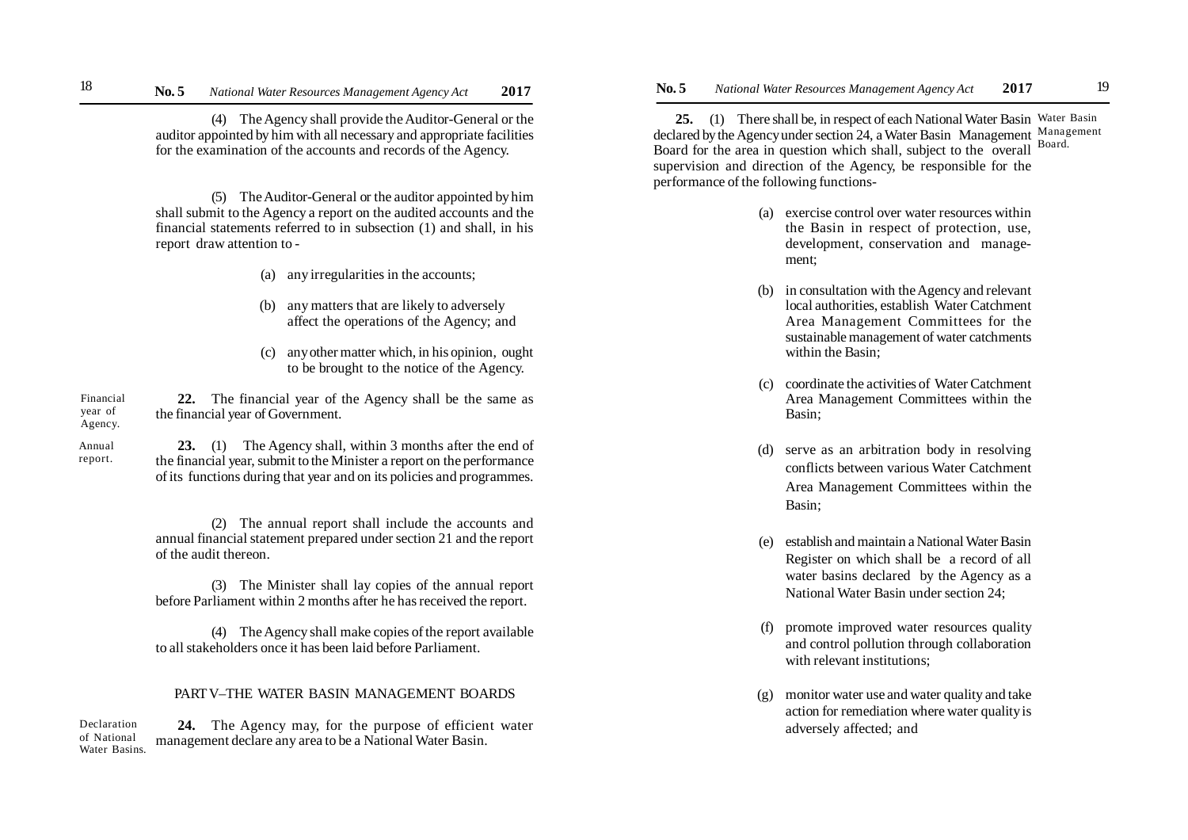(4) The Agency shall provide the Auditor-General or the auditor appointed by him with all necessary and appropriate facilities for the examination of the accounts and records of the Agency.

(5) The Auditor-General or the auditor appointed by him shall submit to the Agency a report on the audited accounts and the financial statements referred to in subsection (1) and shall, in his report draw attention to -

(a) any irregularities in the accounts;

(b) any matters that are likely to adversely affect the operations of the Agency; and

(c) any other matter which, in his opinion, ought to be brought to the notice of the Agency.

Financial year of Agency.

**22.** The financial year of the Agency shall be the same as the financial year of Government.

Annual report.

**23.** (1) The Agency shall, within 3 months after the end of the financial year, submit to the Minister a report on the performance of its functions during that year and on its policies and programmes.

(2) The annual report shall include the accounts and annual financial statement prepared under section 21 and the report of the audit thereon.

(3) The Minister shall lay copies of the annual report before Parliament within 2 months after he has received the report.

(4) The Agency shall make copies of the report available to all stakeholders once it has been laid before Parliament.

## PART V–THE WATER BASIN MANAGEMENT BOARDS

Declaration of National Water Basins.

**24.** The Agency may, for the purpose of efficient water management declare any area to be a National Water Basin.

Water Basin Management Board.

**25.** (1) There shall be, in respect of each National Water Basin declared by the Agency under section 24, a Water Basin Management Board for the area in question which shall, subject to the overall supervision and direction of the Agency, be responsible for the performance of the following functions-

(a) exercise control over water resources within the Basin in respect of protection, use, development, conservation and management;

(b) in consultation with the Agency and relevant local authorities, establish Water Catchment Area Management Committees for the sustainable management of water catchments within the Basin;

(c) coordinate the activities of Water Catchment Area Management Committees within the Basin;

(d) serve as an arbitration body in resolving conflicts between various Water Catchment Area Management Committees within the Basin;

(e) establish and maintain a National Water Basin Register on which shall be a record of all water basins declared by the Agency as a National Water Basin under section 24;

(f) promote improved water resources quality and control pollution through collaboration with relevant institutions;

(g) monitor water use and water quality and take action for remediation where water quality is adversely affected; and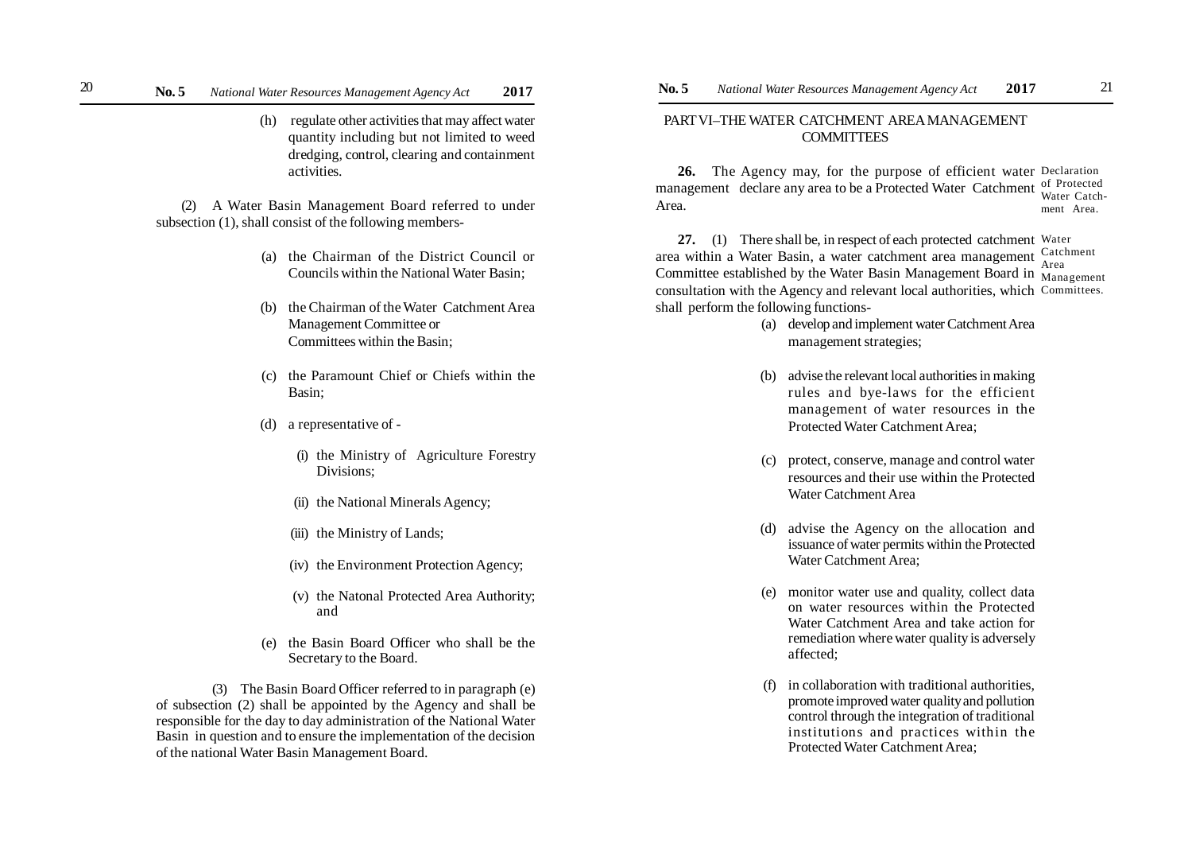(h) regulate other activities that may affect water quantity including but not limited to weed dredging, control, clearing and containment activities.

(2) A Water Basin Management Board referred to under subsection (1), shall consist of the following members-

(a) the Chairman of the District Council or Councils within the National Water Basin;

(b) the Chairman of the Water Catchment Area Management Committee or Committees within the Basin;

(c) the Paramount Chief or Chiefs within the Basin;

(d) a representative of -

(i) the Ministry of Agriculture Forestry Divisions;

(ii) the National Minerals Agency;

(iii) the Ministry of Lands;

(iv) the Environment Protection Agency;

(v) the Natonal Protected Area Authority; and

(e) the Basin Board Officer who shall be the Secretary to the Board.

(3) The Basin Board Officer referred to in paragraph (e) of subsection (2) shall be appointed by the Agency and shall be responsible for the day to day administration of the National Water Basin in question and to ensure the implementation of the decision of the national Water Basin Management Board.

## PART VI–THE WATER CATCHMENT AREA MANAGEMENT COMMITTEES

*Declaration of Protected Water Catchment Area.*

**26.** The Agency may, for the purpose of efficient water management declare any area to be a Protected Water Catchment Area.

*Water Catchment Area Management Committees.*

**27.** (1) There shall be, in respect of each protected catchment area within a Water Basin, a water catchment area management Committee established by the Water Basin Management Board in consultation with the Agency and relevant local authorities, which shall perform the following functions-

(a) develop and implement water Catchment Area management strategies;

(b) advise the relevant local authorities in making rules and bye-laws for the efficient management of water resources in the Protected Water Catchment Area;

(c) protect, conserve, manage and control water resources and their use within the Protected Water Catchment Area

(d) advise the Agency on the allocation and issuance of water permits within the Protected Water Catchment Area;

(e) monitor water use and quality, collect data on water resources within the Protected Water Catchment Area and take action for remediation where water quality is adversely affected;

(f) in collaboration with traditional authorities, promote improved water quality and pollution control through the integration of traditional institutions and practices within the Protected Water Catchment Area;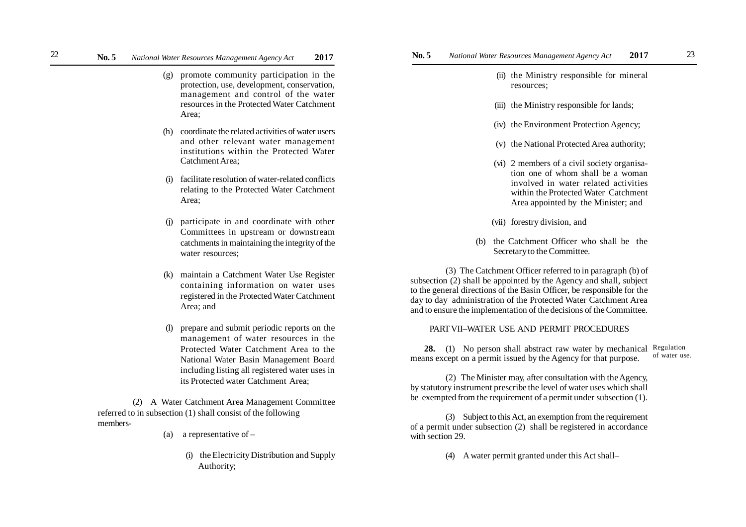(g) promote community participation in the protection, use, development, conservation, management and control of the water resources in the Protected Water Catchment Area;

(h) coordinate the related activities of water users and other relevant water management institutions within the Protected Water Catchment Area;

(i) facilitate resolution of water-related conflicts relating to the Protected Water Catchment Area;

(j) participate in and coordinate with other Committees in upstream or downstream catchments in maintaining the integrity of the water resources;

(k) maintain a Catchment Water Use Register containing information on water uses registered in the Protected Water Catchment Area; and

(l) prepare and submit periodic reports on the management of water resources in the Protected Water Catchment Area to the National Water Basin Management Board including listing all registered water uses in its Protected water Catchment Area;

(2) A Water Catchment Area Management Committee referred to in subsection (1) shall consist of the following members-

(a) a representative of –

(i) the Electricity Distribution and Supply Authority;

(ii) the Ministry responsible for mineral resources;

(iii) the Ministry responsible for lands;

(iv) the Environment Protection Agency;

(v) the National Protected Area authority;

(vi) 2 members of a civil society organisation one of whom shall be a woman involved in water related activities within the Protected Water Catchment Area appointed by the Minister; and

(vii) forestry division, and

(b) the Catchment Officer who shall be the Secretary to the Committee.

(3) The Catchment Officer referred to in paragraph (b) of subsection (2) shall be appointed by the Agency and shall, subject to the general directions of the Basin Officer, be responsible for the day to day administration of the Protected Water Catchment Area and to ensure the implementation of the decisions of the Committee.

## PART VII–WATER USE AND PERMIT PROCEDURES

Regulation of water use.

**28.** (1) No person shall abstract raw water by mechanical means except on a permit issued by the Agency for that purpose.

(2) The Minister may, after consultation with the Agency, by statutory instrument prescribe the level of water uses which shall be exempted from the requirement of a permit under subsection (1).

(3) Subject to this Act, an exemption from the requirement of a permit under subsection (2) shall be registered in accordance with section 29.

(4) A water permit granted under this Act shall–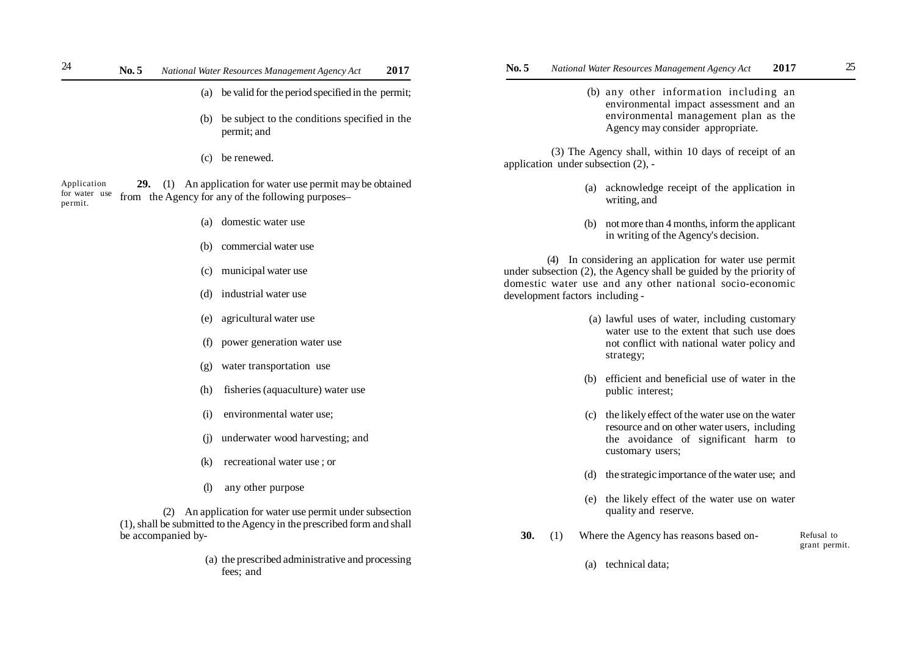(a) be valid for the period specified in the permit;

(b) be subject to the conditions specified in the permit; and

(c) be renewed.

**Application for water use permit.**

**29.** (1) An application for water use permit may be obtained from the Agency for any of the following purposes–

(a) domestic water use

(b) commercial water use

(c) municipal water use

(d) industrial water use

(e) agricultural water use

(f) power generation water use

(g) water transportation use

(h) fisheries (aquaculture) water use

(i) environmental water use;

(j) underwater wood harvesting; and

(k) recreational water use ; or

(l) any other purpose

(2) An application for water use permit under subsection (1), shall be submitted to the Agency in the prescribed form and shall be accompanied by-

(a) the prescribed administrative and processing fees; and

(b) any other information including an environmental impact assessment and an environmental management plan as the Agency may consider appropriate.

(3) The Agency shall, within 10 days of receipt of an application under subsection (2), -

(a) acknowledge receipt of the application in writing, and

(b) not more than 4 months, inform the applicant in writing of the Agency's decision.

(4) In considering an application for water use permit under subsection (2), the Agency shall be guided by the priority of domestic water use and any other national socio-economic development factors including -

(a) lawful uses of water, including customary water use to the extent that such use does not conflict with national water policy and strategy;

(b) efficient and beneficial use of water in the public interest;

(c) the likely effect of the water use on the water resource and on other water users, including the avoidance of significant harm to customary users;

(d) the strategic importance of the water use; and

(e) the likely effect of the water use on water quality and reserve.

**Refusal to grant permit.**

**30.** (1) Where the Agency has reasons based on-

(a) technical data;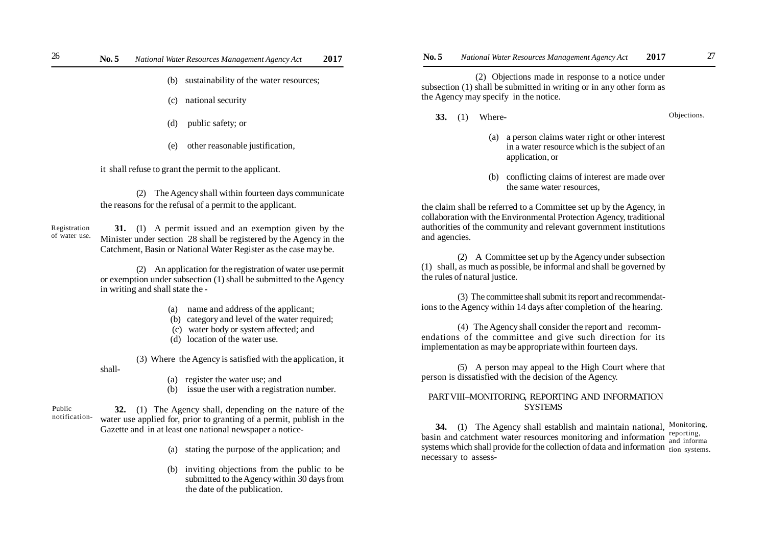(b) sustainability of the water resources;

(c) national security

(d) public safety; or

(e) other reasonable justification,

it shall refuse to grant the permit to the applicant.

(2) The Agency shall within fourteen days communicate the reasons for the refusal of a permit to the applicant.

Registration of water use.

**31.** (1) A permit issued and an exemption given by the Minister under section 28 shall be registered by the Agency in the Catchment, Basin or National Water Register as the case may be.

(2) An application for the registration of water use permit or exemption under subsection (1) shall be submitted to the Agency in writing and shall state the -

(a) name and address of the applicant;
(b) category and level of the water required;
(c) water body or system affected; and
(d) location of the water use.

(3) Where the Agency is satisfied with the application, it shall-

(a) register the water use; and
(b) issue the user with a registration number.

Public notification-

**32.** (1) The Agency shall, depending on the nature of the water use applied for, prior to granting of a permit, publish in the Gazette and in at least one national newspaper a notice-

(a) stating the purpose of the application; and

(b) inviting objections from the public to be submitted to the Agency within 30 days from the date of the publication.

(2) Objections made in response to a notice under subsection (1) shall be submitted in writing or in any other form as the Agency may specify in the notice.

Objections.

**33.** (1) Where-

(a) a person claims water right or other interest in a water resource which is the subject of an application, or

(b) conflicting claims of interest are made over the same water resources,

the claim shall be referred to a Committee set up by the Agency, in collaboration with the Environmental Protection Agency, traditional authorities of the community and relevant government institutions and agencies.

(2) A Committee set up by the Agency under subsection (1) shall, as much as possible, be informal and shall be governed by the rules of natural justice.

(3) The committee shall submit its report and recommendations to the Agency within 14 days after completion of the hearing.

(4) The Agency shall consider the report and recommendations of the committee and give such direction for its implementation as may be appropriate within fourteen days.

(5) A person may appeal to the High Court where that person is dissatisfied with the decision of the Agency.

## PART VIII–MONITORING, REPORTING AND INFORMATION SYSTEMS

Monitoring, reporting, and information systems.

**34.** (1) The Agency shall establish and maintain national, basin and catchment water resources monitoring and information systems which shall provide for the collection of data and information necessary to assess-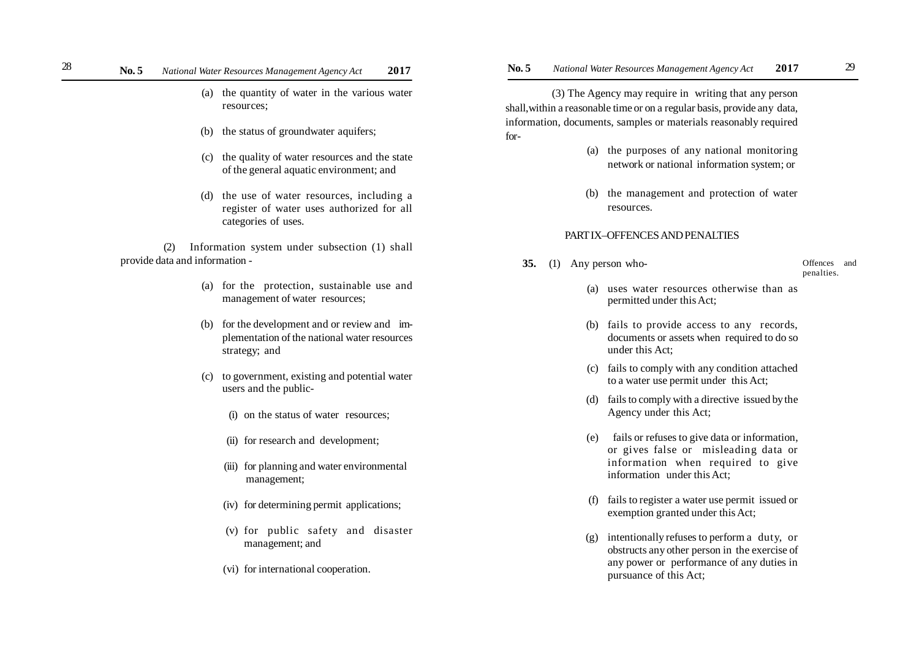(a) the quantity of water in the various water resources;

(b) the status of groundwater aquifers;

(c) the quality of water resources and the state of the general aquatic environment; and

(d) the use of water resources, including a register of water uses authorized for all categories of uses.

(2) Information system under subsection (1) shall provide data and information -

(a) for the protection, sustainable use and management of water resources;

(b) for the development and or review and implementation of the national water resources strategy; and

(c) to government, existing and potential water users and the public-

(i) on the status of water resources;

(ii) for research and development;

(iii) for planning and water environmental management;

(iv) for determining permit applications;

(v) for public safety and disaster management; and

(vi) for international cooperation.

(3) The Agency may require in writing that any person shall, within a reasonable time or on a regular basis, provide any data, information, documents, samples or materials reasonably required for-

(a) the purposes of any national monitoring network or national information system; or

(b) the management and protection of water resources.

## PART IX–OFFENCES AND PENALTIES

*Offences and penalties.*

**35.** (1) Any person who-

(a) uses water resources otherwise than as permitted under this Act;

(b) fails to provide access to any records, documents or assets when required to do so under this Act;

(c) fails to comply with any condition attached to a water use permit under this Act;

(d) fails to comply with a directive issued by the Agency under this Act;

(e) fails or refuses to give data or information, or gives false or misleading data or information when required to give information under this Act;

(f) fails to register a water use permit issued or exemption granted under this Act;

(g) intentionally refuses to perform a duty, or obstructs any other person in the exercise of any power or performance of any duties in pursuance of this Act;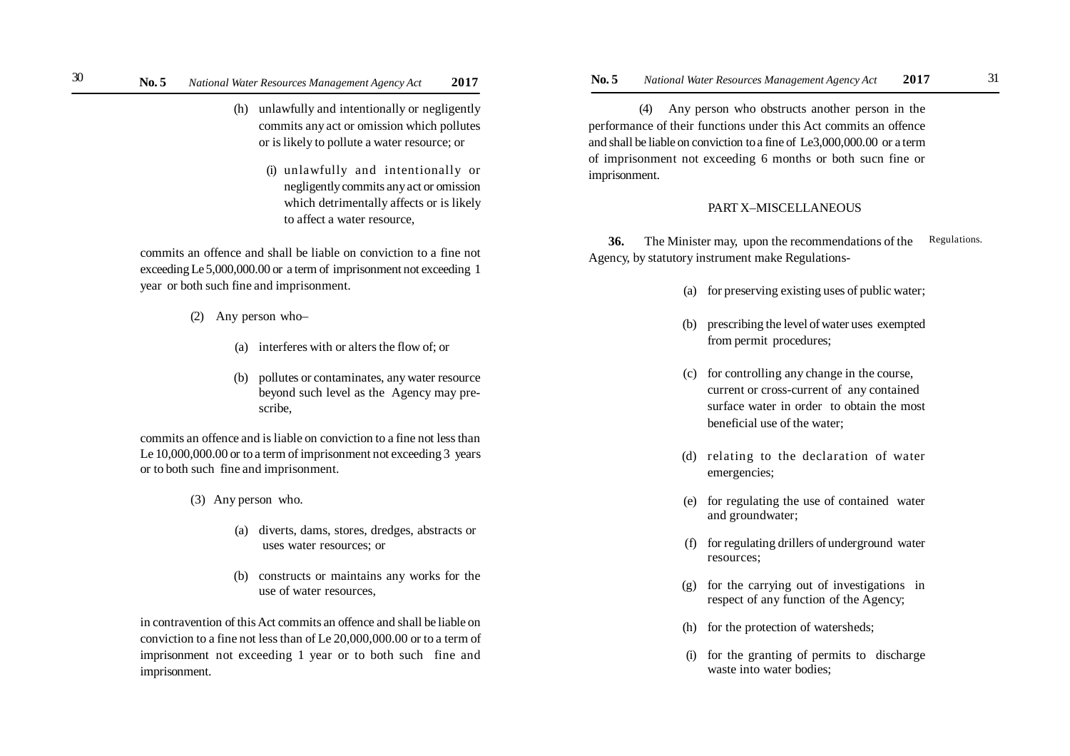(h) unlawfully and intentionally or negligently commits any act or omission which pollutes or is likely to pollute a water resource; or

(i) unlawfully and intentionally or negligently commits any act or omission which detrimentally affects or is likely to affect a water resource,

commits an offence and shall be liable on conviction to a fine not exceeding Le 5,000,000.00 or a term of imprisonment not exceeding 1 year or both such fine and imprisonment.

(2) Any person who–

(a) interferes with or alters the flow of; or

(b) pollutes or contaminates, any water resource beyond such level as the Agency may prescribe,

commits an offence and is liable on conviction to a fine not less than Le 10,000,000.00 or to a term of imprisonment not exceeding 3 years or to both such fine and imprisonment.

(3) Any person who.

(a) diverts, dams, stores, dredges, abstracts or uses water resources; or

(b) constructs or maintains any works for the use of water resources,

in contravention of this Act commits an offence and shall be liable on conviction to a fine not less than of Le 20,000,000.00 or to a term of imprisonment not exceeding 1 year or to both such fine and imprisonment.

(4) Any person who obstructs another person in the performance of their functions under this Act commits an offence and shall be liable on conviction to a fine of Le3,000,000.00 or a term of imprisonment not exceeding 6 months or both sucn fine or imprisonment.

## PART X–MISCELLANEOUS

Regulations.

**36.** The Minister may, upon the recommendations of the Agency, by statutory instrument make Regulations-

(a) for preserving existing uses of public water;

(b) prescribing the level of water uses exempted from permit procedures;

(c) for controlling any change in the course, current or cross-current of any contained surface water in order to obtain the most beneficial use of the water;

(d) relating to the declaration of water emergencies;

(e) for regulating the use of contained water and groundwater;

(f) for regulating drillers of underground water resources;

(g) for the carrying out of investigations in respect of any function of the Agency;

(h) for the protection of watersheds;

(i) for the granting of permits to discharge waste into water bodies;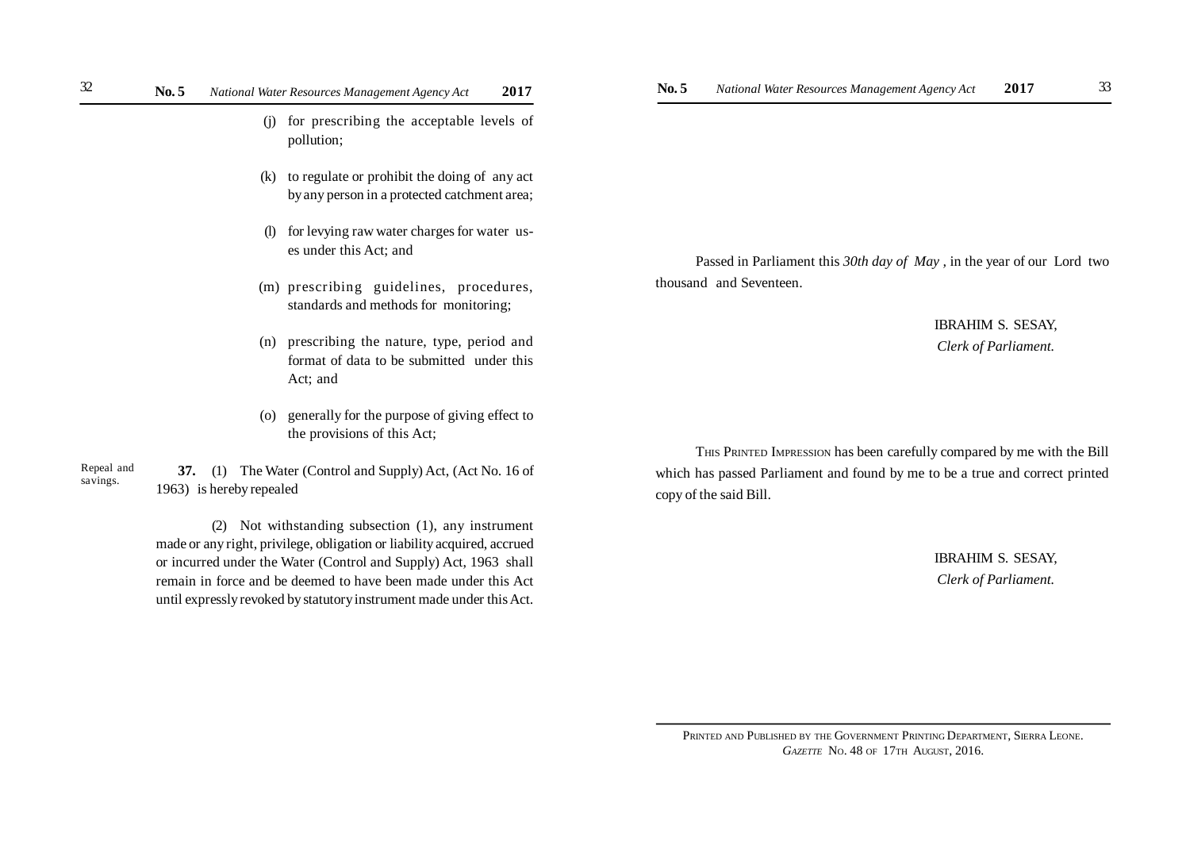(j) for prescribing the acceptable levels of pollution;

(k) to regulate or prohibit the doing of any act by any person in a protected catchment area;

(l) for levying raw water charges for water uses under this Act; and

(m) prescribing guidelines, procedures, standards and methods for monitoring;

(n) prescribing the nature, type, period and format of data to be submitted under this Act; and

(o) generally for the purpose of giving effect to the provisions of this Act;

Repeal and savings.

**37.** (1) The Water (Control and Supply) Act, (Act No. 16 of 1963) is hereby repealed

(2) Not withstanding subsection (1), any instrument made or any right, privilege, obligation or liability acquired, accrued or incurred under the Water (Control and Supply) Act, 1963 shall remain in force and be deemed to have been made under this Act until expressly revoked by statutory instrument made under this Act.

Passed in Parliament this *30th day of May*, in the year of our Lord two thousand and Seventeen.

IBRAHIM S. SESAY,
*Clerk of Parliament.*

THIS PRINTED IMPRESSION has been carefully compared by me with the Bill which has passed Parliament and found by me to be a true and correct printed copy of the said Bill.

IBRAHIM S. SESAY,
*Clerk of Parliament.*

PRINTED AND PUBLISHED BY THE GOVERNMENT PRINTING DEPARTMENT, SIERRA LEONE.
*GAZETTE* NO. 48 OF 17TH AUGUST, 2016.